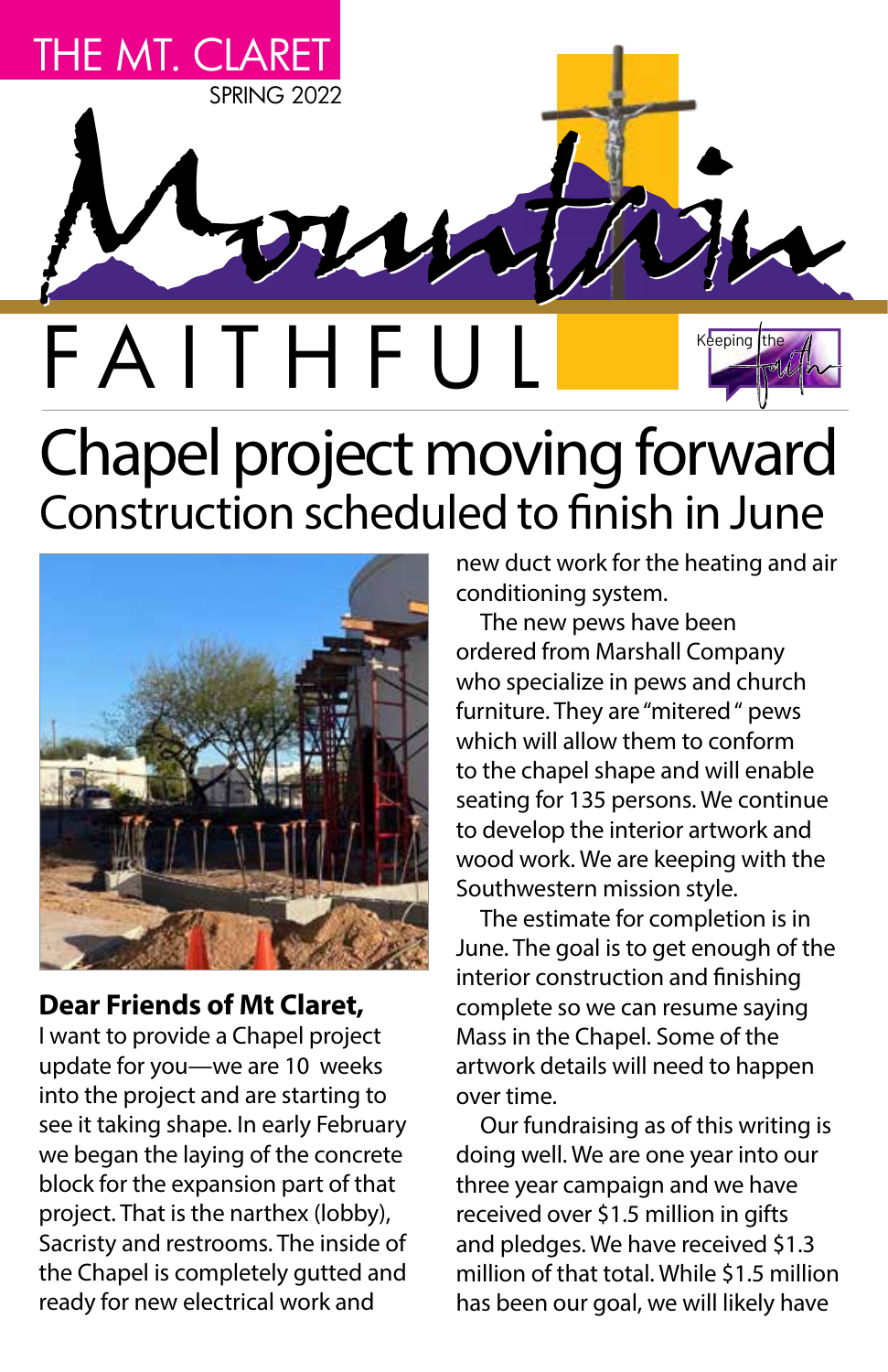THE MT. CLARET

SPRING 2022

# Mountain FAITHFUL

Keeping the faith

# Chapel project moving forward

## Construction scheduled to finish in June

**Dear Friends of Mt Claret,**

I want to provide a Chapel project update for you—we are 10 weeks into the project and are starting to see it taking shape. In early February we began the laying of the concrete block for the expansion part of that project. That is the narthex (lobby), Sacristy and restrooms. The inside of the Chapel is completely gutted and ready for new electrical work and new duct work for the heating and air conditioning system.

The new pews have been ordered from Marshall Company who specialize in pews and church furniture. They are "mitered " pews which will allow them to conform to the chapel shape and will enable seating for 135 persons. We continue to develop the interior artwork and wood work. We are keeping with the Southwestern mission style.

The estimate for completion is in June. The goal is to get enough of the interior construction and finishing complete so we can resume saying Mass in the Chapel. Some of the artwork details will need to happen over time.

Our fundraising as of this writing is doing well. We are one year into our three year campaign and we have received over $1.5 million in gifts and pledges. We have received $1.3 million of that total. While $1.5 million has been our goal, we will likely have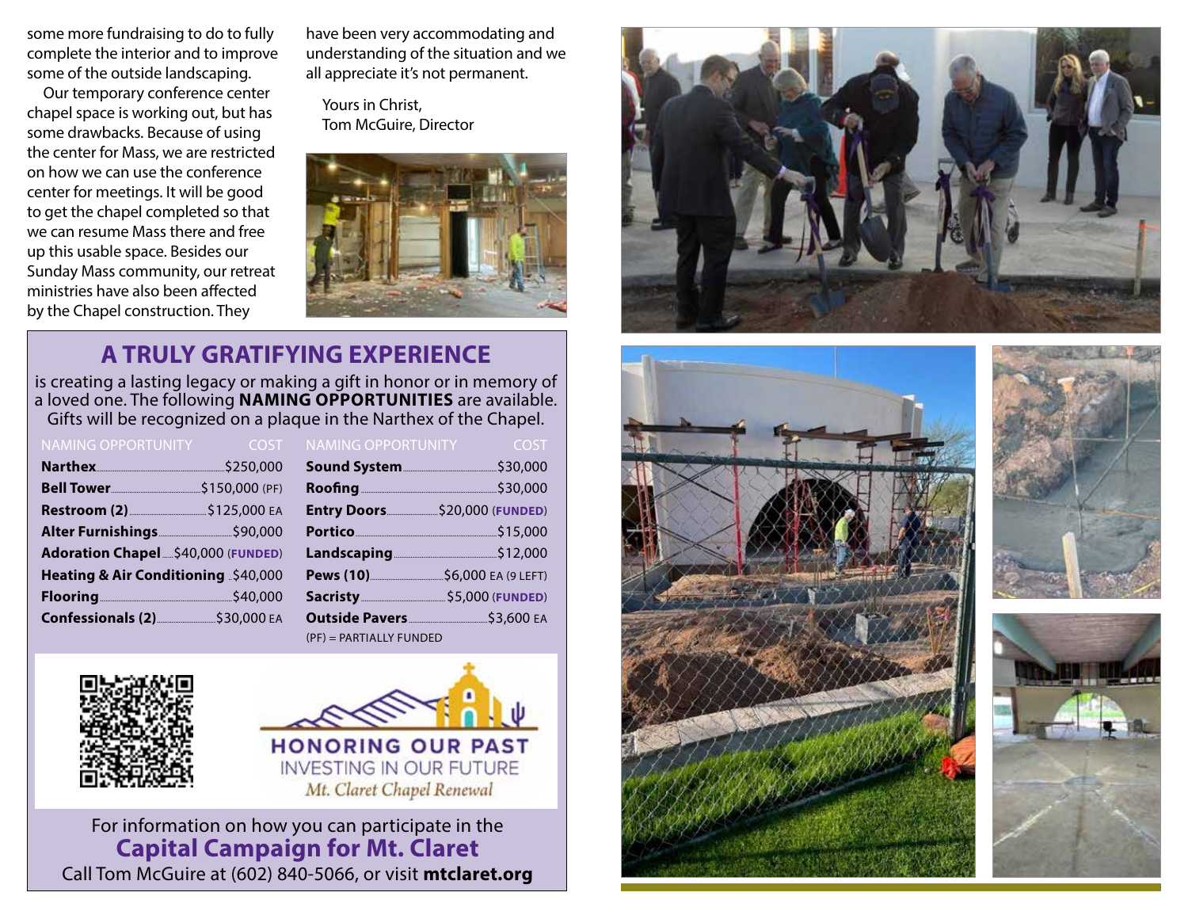some more fundraising to do to fully complete the interior and to improve some of the outside landscaping.

Our temporary conference center chapel space is working out, but has some drawbacks. Because of using the center for Mass, we are restricted on how we can use the conference center for meetings. It will be good to get the chapel completed so that we can resume Mass there and free up this usable space. Besides our Sunday Mass community, our retreat ministries have also been affected by the Chapel construction. They have been very accommodating and understanding of the situation and we all appreciate it's not permanent.

Yours in Christ,
Tom McGuire, Director

## A TRULY GRATIFYING EXPERIENCE

is creating a lasting legacy or making a gift in honor or in memory of a loved one. The following **NAMING OPPORTUNITIES** are available. Gifts will be recognized on a plaque in the Narthex of the Chapel.

| NAMING OPPORTUNITY | COST |
|---|---|
| **Narthex** | $250,000 |
| **Bell Tower** | $150,000 (PF) |
| **Restroom (2)** | $125,000 EA |
| **Alter Furnishings** | $90,000 |
| **Adoration Chapel** | $40,000 (**FUNDED**) |
| **Heating & Air Conditioning** | $40,000 |
| **Flooring** | $40,000 |
| **Confessionals (2)** | $30,000 EA |
| **Sound System** | $30,000 |
| **Roofing** | $30,000 |
| **Entry Doors** | $20,000 (**FUNDED**) |
| **Portico** | $15,000 |
| **Landscaping** | $12,000 |
| **Pews (10)** | $6,000 EA (9 LEFT) |
| **Sacristy** | $5,000 (**FUNDED**) |
| **Outside Pavers** | $3,600 EA |

(PF) = PARTIALLY FUNDED

HONORING OUR PAST
INVESTING IN OUR FUTURE
*Mt. Claret Chapel Renewal*

For information on how you can participate in the
**Capital Campaign for Mt. Claret**
Call Tom McGuire at (602) 840-5066, or visit **mtclaret.org**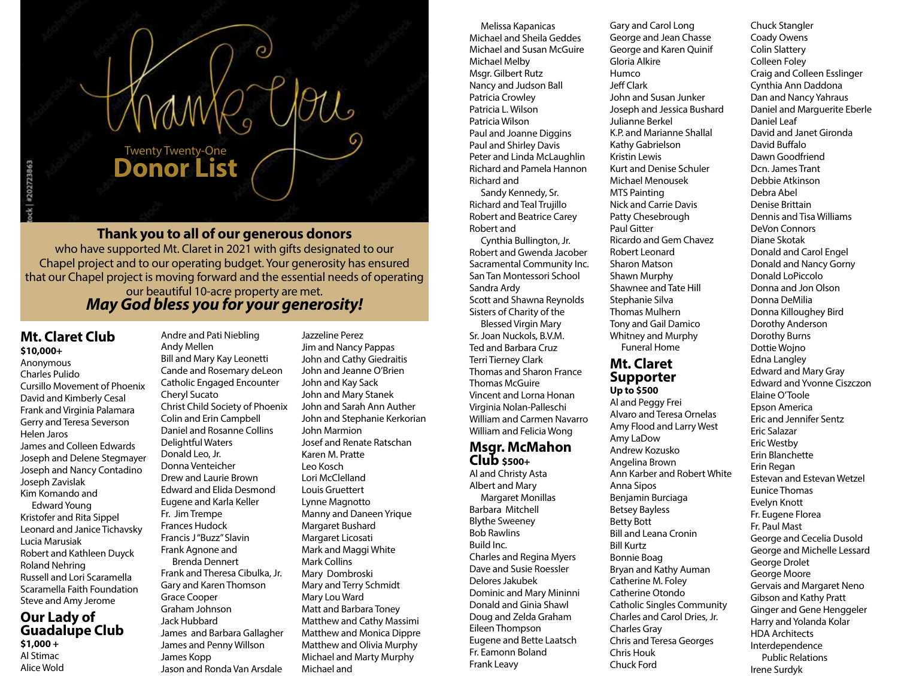Thank you

Twenty Twenty-One

# Donor List

**Thank you to all of our generous donors**
who have supported Mt. Claret in 2021 with gifts designated to our Chapel project and to our operating budget. Your generosity has ensured that our Chapel project is moving forward and the essential needs of operating our beautiful 10-acre property are met.
***May God bless you for your generosity!***

## Mt. Claret Club
**$10,000+**

Anonymous
Charles Pulido
Cursillo Movement of Phoenix
David and Kimberly Cesal
Frank and Virginia Palamara
Gerry and Teresa Severson
Helen Jaros
James and Colleen Edwards
Joseph and Delene Stegmayer
Joseph and Nancy Contadino
Joseph Zavislak
Kim Komando and Edward Young
Kristofer and Rita Sippel
Leonard and Janice Tichavsky
Lucia Marusiak
Robert and Kathleen Duyck
Roland Nehring
Russell and Lori Scaramella
Scaramella Faith Foundation
Steve and Amy Jerome

## Our Lady of Guadalupe Club
**$1,000 +**

Al Stimac
Alice Wold
Andre and Pati Niebling
Andy Mellen
Bill and Mary Kay Leonetti
Cande and Rosemary deLeon
Catholic Engaged Encounter
Cheryl Sucato
Christ Child Society of Phoenix
Colin and Erin Campbell
Daniel and Rosanne Collins
Delightful Waters
Donald Leo, Jr.
Donna Venteicher
Drew and Laurie Brown
Edward and Elida Desmond
Eugene and Karla Keller
Fr. Jim Trempe
Frances Hudock
Francis J "Buzz" Slavin
Frank Agnone and Brenda Dennert
Frank and Theresa Cibulka, Jr.
Gary and Karen Thomson
Grace Cooper
Graham Johnson
Jack Hubbard
James and Barbara Gallagher
James and Penny Willson
James Kopp
Jason and Ronda Van Arsdale
Jazzeline Perez
Jim and Nancy Pappas
John and Cathy Giedraitis
John and Jeanne O'Brien
John and Kay Sack
John and Mary Stanek
John and Sarah Ann Auther
John and Stephanie Kerkorian
John Marmion
Josef and Renate Ratschan
Karen M. Pratte
Leo Kosch
Lori McClelland
Louis Gruettert
Lynne Magnotto
Manny and Daneen Yrique
Margaret Bushard
Margaret Licosati
Mark and Maggi White
Mark Collins
Mary Dombroski
Mary and Terry Schmidt
Mary Lou Ward
Matt and Barbara Toney
Matthew and Cathy Massimi
Matthew and Monica Dippre
Matthew and Olivia Murphy
Michael and Marty Murphy
Michael and Melissa Kapanicas
Michael and Sheila Geddes
Michael and Susan McGuire
Michael Melby
Msgr. Gilbert Rutz
Nancy and Judson Ball
Patricia Crowley
Patricia L. Wilson
Patricia Wilson
Paul and Joanne Diggins
Paul and Shirley Davis
Peter and Linda McLaughlin
Richard and Pamela Hannon
Richard and Sandy Kennedy, Sr.
Richard and Teal Trujillo
Robert and Beatrice Carey
Robert and Cynthia Bullington, Jr.
Robert and Gwenda Jacober
Sacramental Community Inc.
San Tan Montessori School
Sandra Ardy
Scott and Shawna Reynolds
Sisters of Charity of the Blessed Virgin Mary
Sr. Joan Nuckols, B.V.M.
Ted and Barbara Cruz
Terri Tierney Clark
Thomas and Sharon France
Thomas McGuire
Vincent and Lorna Honan
Virginia Nolan-Palleschi
William and Carmen Navarro
William and Felicia Wong

## Msgr. McMahon Club **$500+**

Al and Christy Asta
Albert and Mary Margaret Monillas
Barbara Mitchell
Blythe Sweeney
Bob Rawlins
Build Inc.
Charles and Regina Myers
Dave and Susie Roessler
Delores Jakubek
Dominic and Mary Mininni
Donald and Ginia Shawl
Doug and Zelda Graham
Eileen Thompson
Eugene and Bette Laatsch
Fr. Eamonn Boland
Frank Leavy
Gary and Carol Long
George and Jean Chasse
George and Karen Quinif
Gloria Alkire
Humco
Jeff Clark
John and Susan Junker
Joseph and Jessica Bushard
Julianne Berkel
K.P. and Marianne Shallal
Kathy Gabrielson
Kristin Lewis
Kurt and Denise Schuler
Michael Menousek
MTS Painting
Nick and Carrie Davis
Patty Chesebrough
Paul Gitter
Ricardo and Gem Chavez
Robert Leonard
Sharon Matson
Shawn Murphy
Shawnee and Tate Hill
Stephanie Silva
Thomas Mulhern
Tony and Gail Damico
Whitney and Murphy Funeral Home

## Mt. Claret Supporter
**Up to $500**

Al and Peggy Frei
Alvaro and Teresa Ornelas
Amy Flood and Larry West
Amy LaDow
Andrew Kozusko
Angelina Brown
Ann Karber and Robert White
Anna Sipos
Benjamin Burciaga
Betsey Bayless
Betty Bott
Bill and Leana Cronin
Bill Kurtz
Bonnie Boag
Bryan and Kathy Auman
Catherine M. Foley
Catherine Otondo
Catholic Singles Community
Charles and Carol Dries, Jr.
Charles Gray
Chris and Teresa Georges
Chris Houk
Chuck Ford
Chuck Stangler
Coady Owens
Colin Slattery
Colleen Foley
Craig and Colleen Esslinger
Cynthia Ann Daddona
Dan and Nancy Yahraus
Daniel and Marguerite Eberle
Daniel Leaf
David and Janet Gironda
David Buffalo
Dawn Goodfriend
Dcn. James Trant
Debbie Atkinson
Debra Abel
Denise Brittain
Dennis and Tisa Williams
DeVon Connors
Diane Skotak
Donald and Carol Engel
Donald and Nancy Gorny
Donald LoPiccolo
Donna and Jon Olson
Donna DeMilia
Donna Killoughey Bird
Dorothy Anderson
Dorothy Burns
Dottie Wojno
Edna Langley
Edward and Mary Gray
Edward and Yvonne Ciszczon
Elaine O'Toole
Epson America
Eric and Jennifer Sentz
Eric Salazar
Eric Westby
Erin Blanchette
Erin Regan
Estevan and Estevan Wetzel
Eunice Thomas
Evelyn Knott
Fr. Eugene Florea
Fr. Paul Mast
George and Cecelia Dusold
George and Michelle Lessard
George Drolet
George Moore
Gervais and Margaret Neno
Gibson and Kathy Pratt
Ginger and Gene Henggeler
Harry and Yolanda Kolar
HDA Architects
Interdependence Public Relations
Irene Surdyk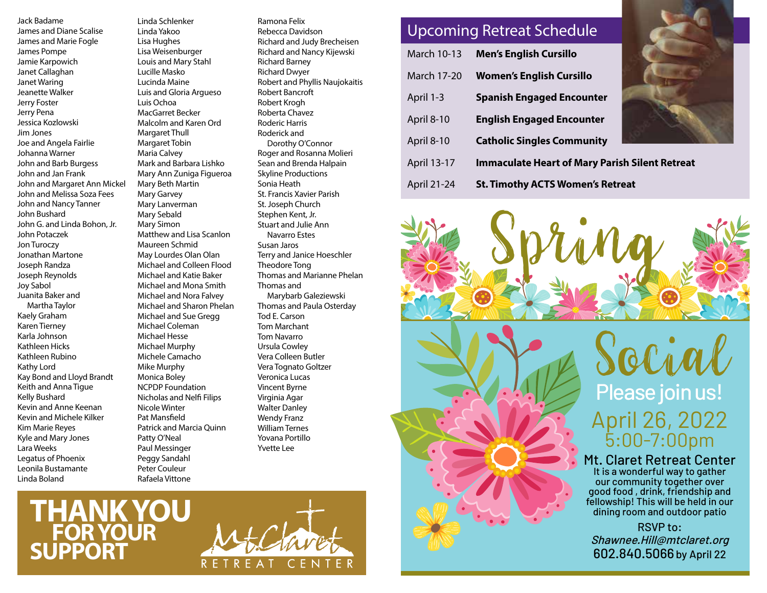Jack Badame
James and Diane Scalise
James and Marie Fogle
James Pompe
Jamie Karpovich
Janet Callaghan
Janet Waring
Jeanette Walker
Jerry Foster
Jerry Pena
Jessica Kozlowski
Jim Jones
Joe and Angela Fairlie
Johanna Warner
John and Barb Burgess
John and Jan Frank
John and Margaret Ann Mickel
John and Melissa Soza Fees
John and Nancy Tanner
John Bushard
John G. and Linda Bohon, Jr.
John Potaczek
Jon Turoczy
Jonathan Martone
Joseph Randza
Joseph Reynolds
Joy Sabol
Juanita Baker and Martha Taylor
Kaely Graham
Karen Tierney
Karla Johnson
Kathleen Hicks
Kathleen Rubino
Kathy Lord
Kay Bond and Lloyd Brandt
Keith and Anna Tigue
Kelly Bushard
Kevin and Anne Keenan
Kevin and Michele Kilker
Kim Marie Reyes
Kyle and Mary Jones
Lara Weeks
Legatus of Phoenix
Leonila Bustamante
Linda Boland
Linda Schlenker
Linda Yakoo
Lisa Hughes
Lisa Weisenburger
Louis and Mary Stahl
Lucille Masko
Lucinda Maine
Luis and Gloria Argueso
Luis Ochoa
MacGarret Becker
Malcolm and Karen Ord
Margaret Thull
Margaret Tobin
Maria Calvey
Mark and Barbara Lishko
Mary Ann Zuniga Figueroa
Mary Beth Martin
Mary Garvey
Mary Lanverman
Mary Sebald
Mary Simon
Matthew and Lisa Scanlon
Maureen Schmid
May Lourdes Olan Olan
Michael and Colleen Flood
Michael and Katie Baker
Michael and Mona Smith
Michael and Nora Falvey
Michael and Sharon Phelan
Michael and Sue Gregg
Michael Coleman
Michael Hesse
Michael Murphy
Michele Camacho
Mike Murphy
Monica Boley
NCPDP Foundation
Nicholas and Nelfi Filips
Nicole Winter
Pat Mansfield
Patrick and Marcia Quinn
Patty O'Neal
Paul Messinger
Peggy Sandahl
Peter Couleur
Rafaela Vittone
Ramona Felix
Rebecca Davidson
Richard and Judy Brecheisen
Richard and Nancy Kijewski
Richard Barney
Richard Dwyer
Robert and Phyllis Naujokaitis
Robert Bancroft
Robert Krogh
Roberta Chavez
Roderic Harris
Roderick and Dorothy O'Connor
Roger and Rosanna Molieri
Sean and Brenda Halpain
Skyline Productions
Sonia Heath
St. Francis Xavier Parish
St. Joseph Church
Stephen Kent, Jr.
Stuart and Julie Ann Navarro Estes
Susan Jaros
Terry and Janice Hoeschler
Theodore Tong
Thomas and Marianne Phelan
Thomas and Marybarb Galeziewski
Thomas and Paula Osterday
Tod E. Carson
Tom Marchant
Tom Navarro
Ursula Cowley
Vera Colleen Butler
Vera Tognato Goltzer
Veronica Lucas
Vincent Byrne
Virginia Agar
Walter Danley
Wendy Franz
William Ternes
Yovana Portillo
Yvette Lee

**THANK YOU FOR YOUR SUPPORT**

Mt. Claret RETREAT CENTER

## Upcoming Retreat Schedule

| | |
|---|---|
| March 10-13 | **Men's English Cursillo** |
| March 17-20 | **Women's English Cursillo** |
| April 1-3 | **Spanish Engaged Encounter** |
| April 8-10 | **English Engaged Encounter** |
| April 8-10 | **Catholic Singles Community** |
| April 13-17 | **Immaculate Heart of Mary Parish Silent Retreat** |
| April 21-24 | **St. Timothy ACTS Women's Retreat** |

# Spring Social

Please join us!

April 26, 2022
5:00-7:00pm

**Mt. Claret Retreat Center**

It is a wonderful way to gather our community together over good food , drink, friendship and fellowship! This will be held in our dining room and outdoor patio

RSVP to:
*Shawnee.Hill@mtclaret.org*
602.840.5066 by April 22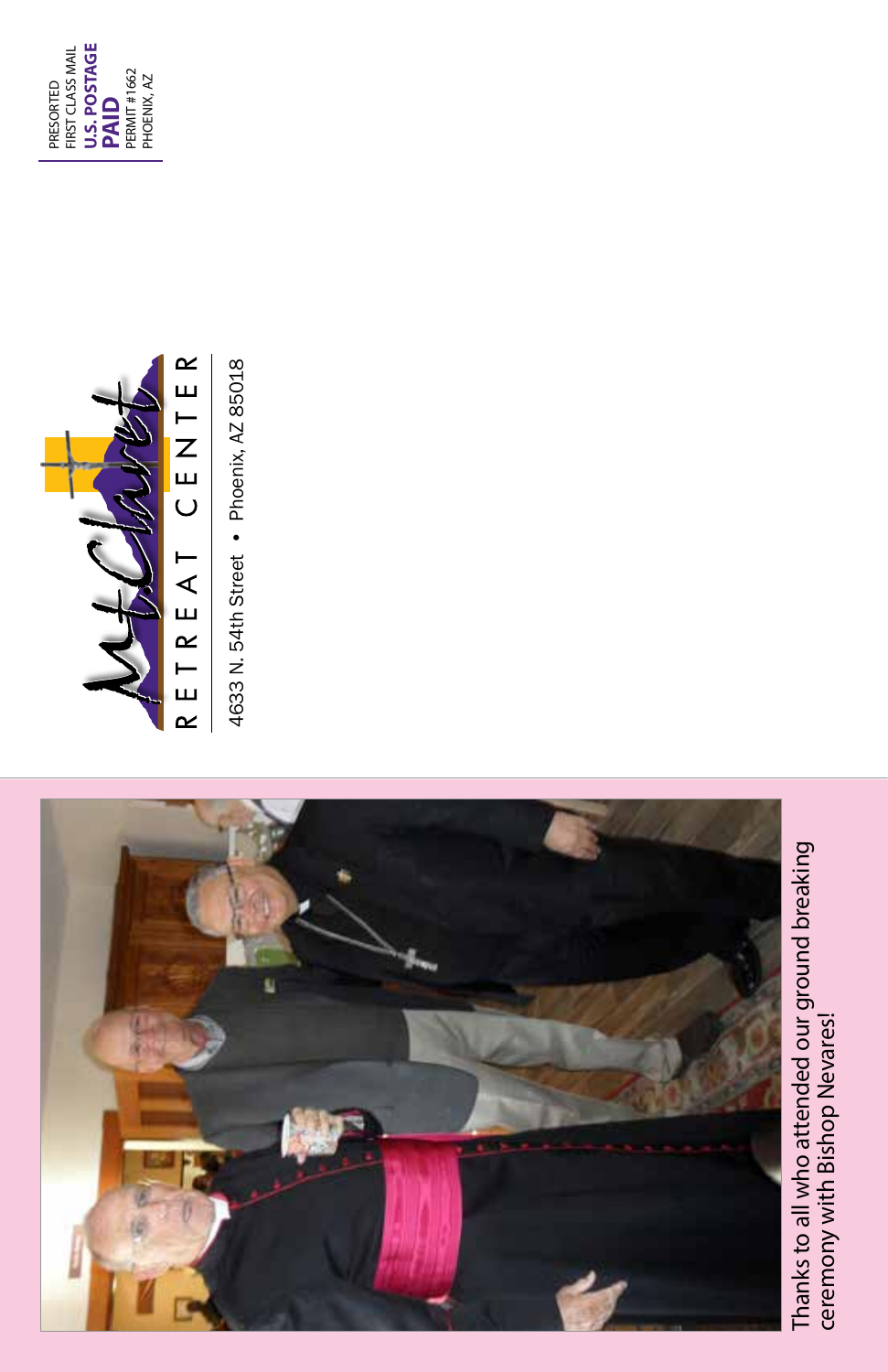PRESORTED
FIRST CLASS MAIL
**U.S. POSTAGE**
**PAID**
PERMIT #1662
PHOENIX, AZ

Mt Claret

RETREAT CENTER

4633 N. 54th Street • Phoenix, AZ 85018

Thanks to all who attended our ground breaking ceremony with Bishop Nevares!